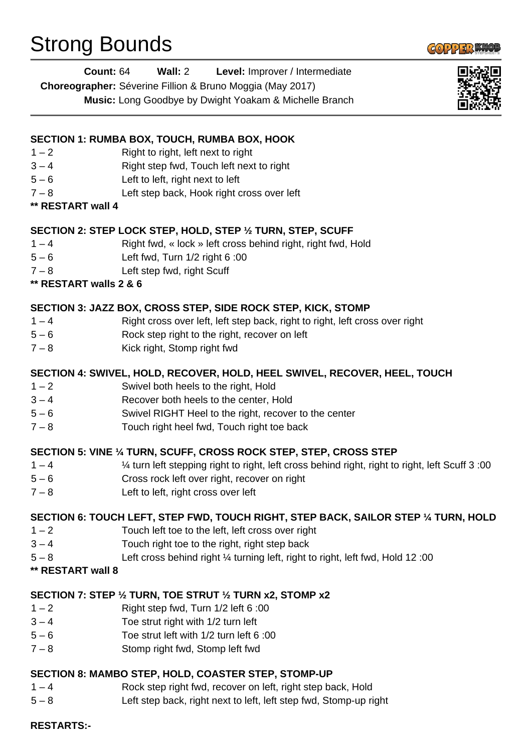# Strong Bounds

**Count:** 64 **Wall:** 2 **Level:** Improver / Intermediate
**Choreographer:** Séverine Fillion & Bruno Moggia (May 2017)
**Music:** Long Goodbye by Dwight Yoakam & Michelle Branch

**SECTION 1: RUMBA BOX, TOUCH, RUMBA BOX, HOOK**

1 – 2 Right to right, left next to right
3 – 4 Right step fwd, Touch left next to right
5 – 6 Left to left, right next to left
7 – 8 Left step back, Hook right cross over left
**\*\* RESTART wall 4**

**SECTION 2: STEP LOCK STEP, HOLD, STEP ½ TURN, STEP, SCUFF**

1 – 4 Right fwd, « lock » left cross behind right, right fwd, Hold
5 – 6 Left fwd, Turn 1/2 right 6 :00
7 – 8 Left step fwd, right Scuff
**\*\* RESTART walls 2 & 6**

**SECTION 3: JAZZ BOX, CROSS STEP, SIDE ROCK STEP, KICK, STOMP**

1 – 4 Right cross over left, left step back, right to right, left cross over right
5 – 6 Rock step right to the right, recover on left
7 – 8 Kick right, Stomp right fwd

**SECTION 4: SWIVEL, HOLD, RECOVER, HOLD, HEEL SWIVEL, RECOVER, HEEL, TOUCH**

1 – 2 Swivel both heels to the right, Hold
3 – 4 Recover both heels to the center, Hold
5 – 6 Swivel RIGHT Heel to the right, recover to the center
7 – 8 Touch right heel fwd, Touch right toe back

**SECTION 5: VINE ¼ TURN, SCUFF, CROSS ROCK STEP, STEP, CROSS STEP**

1 – 4 ¼ turn left stepping right to right, left cross behind right, right to right, left Scuff 3 :00
5 – 6 Cross rock left over right, recover on right
7 – 8 Left to left, right cross over left

**SECTION 6: TOUCH LEFT, STEP FWD, TOUCH RIGHT, STEP BACK, SAILOR STEP ¼ TURN, HOLD**

1 – 2 Touch left toe to the left, left cross over right
3 – 4 Touch right toe to the right, right step back
5 – 8 Left cross behind right ¼ turning left, right to right, left fwd, Hold 12 :00
**\*\* RESTART wall 8**

**SECTION 7: STEP ½ TURN, TOE STRUT ½ TURN x2, STOMP x2**

1 – 2 Right step fwd, Turn 1/2 left 6 :00
3 – 4 Toe strut right with 1/2 turn left
5 – 6 Toe strut left with 1/2 turn left 6 :00
7 – 8 Stomp right fwd, Stomp left fwd

**SECTION 8: MAMBO STEP, HOLD, COASTER STEP, STOMP-UP**

1 – 4 Rock step right fwd, recover on left, right step back, Hold
5 – 8 Left step back, right next to left, left step fwd, Stomp-up right

**RESTARTS:-**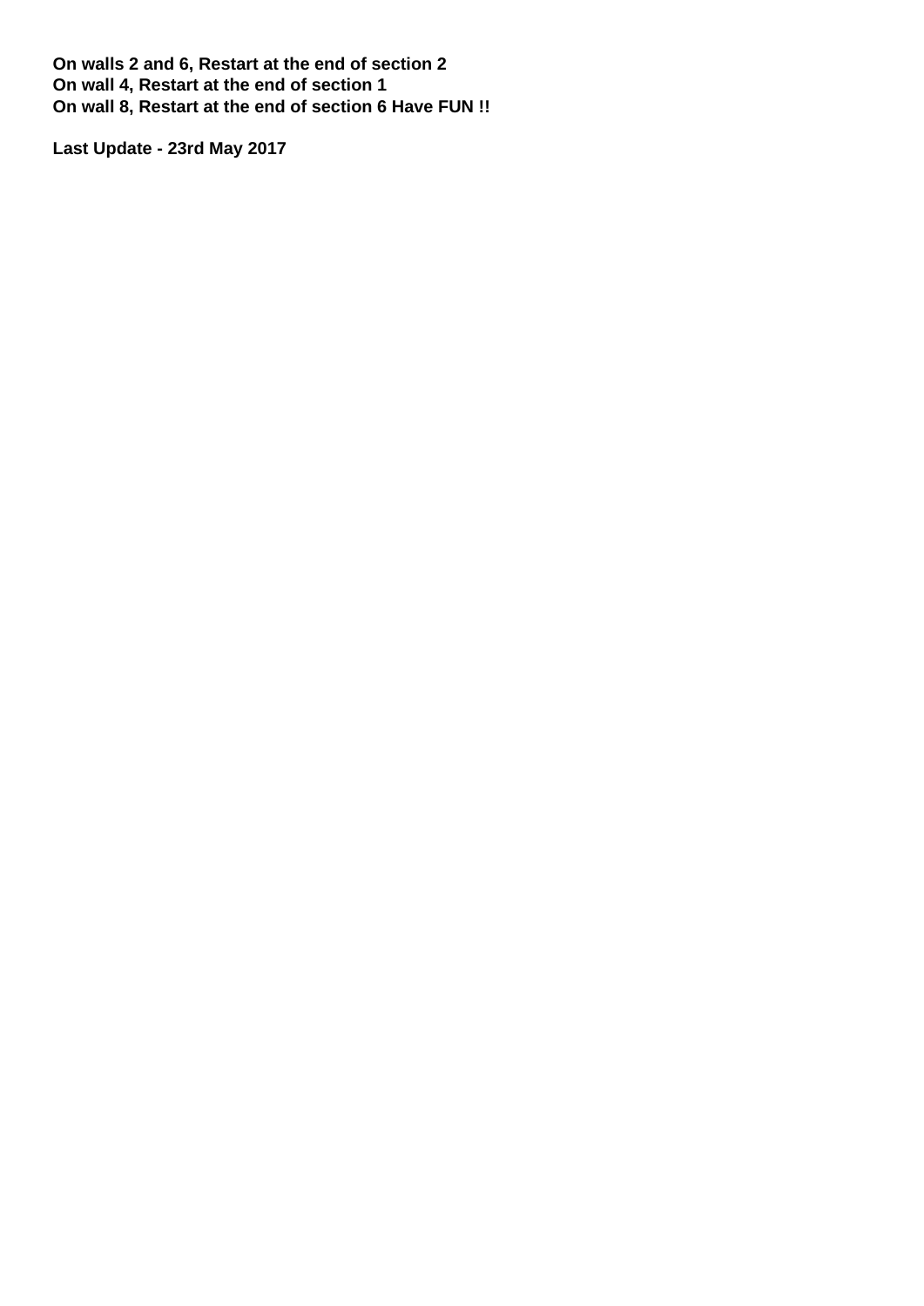**On walls 2 and 6, Restart at the end of section 2**
**On wall 4, Restart at the end of section 1**
**On wall 8, Restart at the end of section 6 Have FUN !!**

**Last Update - 23rd May 2017**